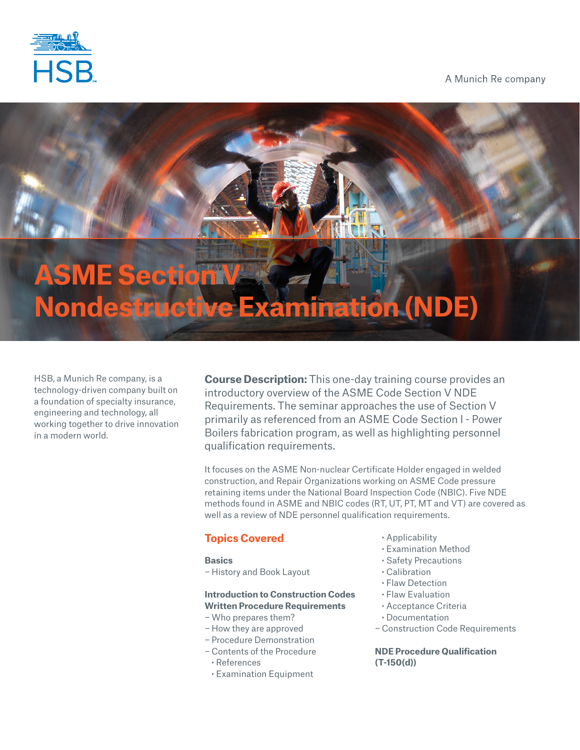HSB

A Munich Re company

# ASME Section V Nondestructive Examination (NDE)

HSB, a Munich Re company, is a technology-driven company built on a foundation of specialty insurance, engineering and technology, all working together to drive innovation in a modern world.

**Course Description:** This one-day training course provides an introductory overview of the ASME Code Section V NDE Requirements. The seminar approaches the use of Section V primarily as referenced from an ASME Code Section I - Power Boilers fabrication program, as well as highlighting personnel qualification requirements.

It focuses on the ASME Non-nuclear Certificate Holder engaged in welded construction, and Repair Organizations working on ASME Code pressure retaining items under the National Board Inspection Code (NBIC). Five NDE methods found in ASME and NBIC codes (RT, UT, PT, MT and VT) are covered as well as a review of NDE personnel qualification requirements.

## Topics Covered

**Basics**

– History and Book Layout

**Introduction to Construction Codes**

**Written Procedure Requirements**

– Who prepares them?
– How they are approved
– Procedure Demonstration
– Contents of the Procedure
  - References
  - Examination Equipment
  - Applicability
  - Examination Method
  - Safety Precautions
  - Calibration
  - Flaw Detection
  - Flaw Evaluation
  - Acceptance Criteria
  - Documentation
– Construction Code Requirements

**NDE Procedure Qualification (T-150(d))**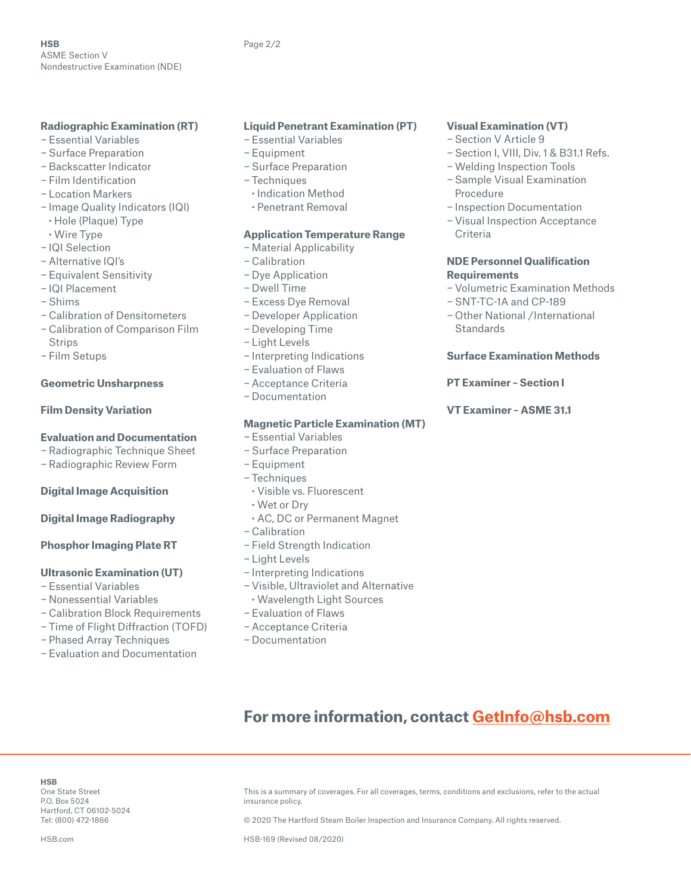### Radiographic Examination (RT)

- Essential Variables
- Surface Preparation
- Backscatter Indicator
- Film Identification
- Location Markers
- Image Quality Indicators (IQI)
  - Hole (Plaque) Type
  - Wire Type
- IQI Selection
- Alternative IQI's
- Equivalent Sensitivity
- IQI Placement
- Shims
- Calibration of Densitometers
- Calibration of Comparison Film Strips
- Film Setups

### Geometric Unsharpness

### Film Density Variation

### Evaluation and Documentation

- Radiographic Technique Sheet
- Radiographic Review Form

### Digital Image Acquisition

### Digital Image Radiography

### Phosphor Imaging Plate RT

### Ultrasonic Examination (UT)

- Essential Variables
- Nonessential Variables
- Calibration Block Requirements
- Time of Flight Diffraction (TOFD)
- Phased Array Techniques
- Evaluation and Documentation

### Liquid Penetrant Examination (PT)

- Essential Variables
- Equipment
- Surface Preparation
- Techniques
  - Indication Method
  - Penetrant Removal

### Application Temperature Range

- Material Applicability
- Calibration
- Dye Application
- Dwell Time
- Excess Dye Removal
- Developer Application
- Developing Time
- Light Levels
- Interpreting Indications
- Evaluation of Flaws
- Acceptance Criteria
- Documentation

### Magnetic Particle Examination (MT)

- Essential Variables
- Surface Preparation
- Equipment
- Techniques
  - Visible vs. Fluorescent
  - Wet or Dry
  - AC, DC or Permanent Magnet
- Calibration
- Field Strength Indication
- Light Levels
- Interpreting Indications
- Visible, Ultraviolet and Alternative
  - Wavelength Light Sources
- Evaluation of Flaws
- Acceptance Criteria
- Documentation

### Visual Examination (VT)

- Section V Article 9
- Section I, VIII, Div. 1 & B31.1 Refs.
- Welding Inspection Tools
- Sample Visual Examination Procedure
- Inspection Documentation
- Visual Inspection Acceptance Criteria

### NDE Personnel Qualification Requirements

- Volumetric Examination Methods
- SNT-TC-1A and CP-189
- Other National /International Standards

### Surface Examination Methods

### PT Examiner – Section I

### VT Examiner – ASME 31.1

## For more information, contact GetInfo@hsb.com

**HSB**
One State Street
P.O. Box 5024
Hartford, CT 06102-5024
Tel: (800) 472-1866

HSB.com

This is a summary of coverages. For all coverages, terms, conditions and exclusions, refer to the actual insurance policy.

© 2020 The Hartford Steam Boiler Inspection and Insurance Company. All rights reserved.

HSB-169 (Revised 08/2020)